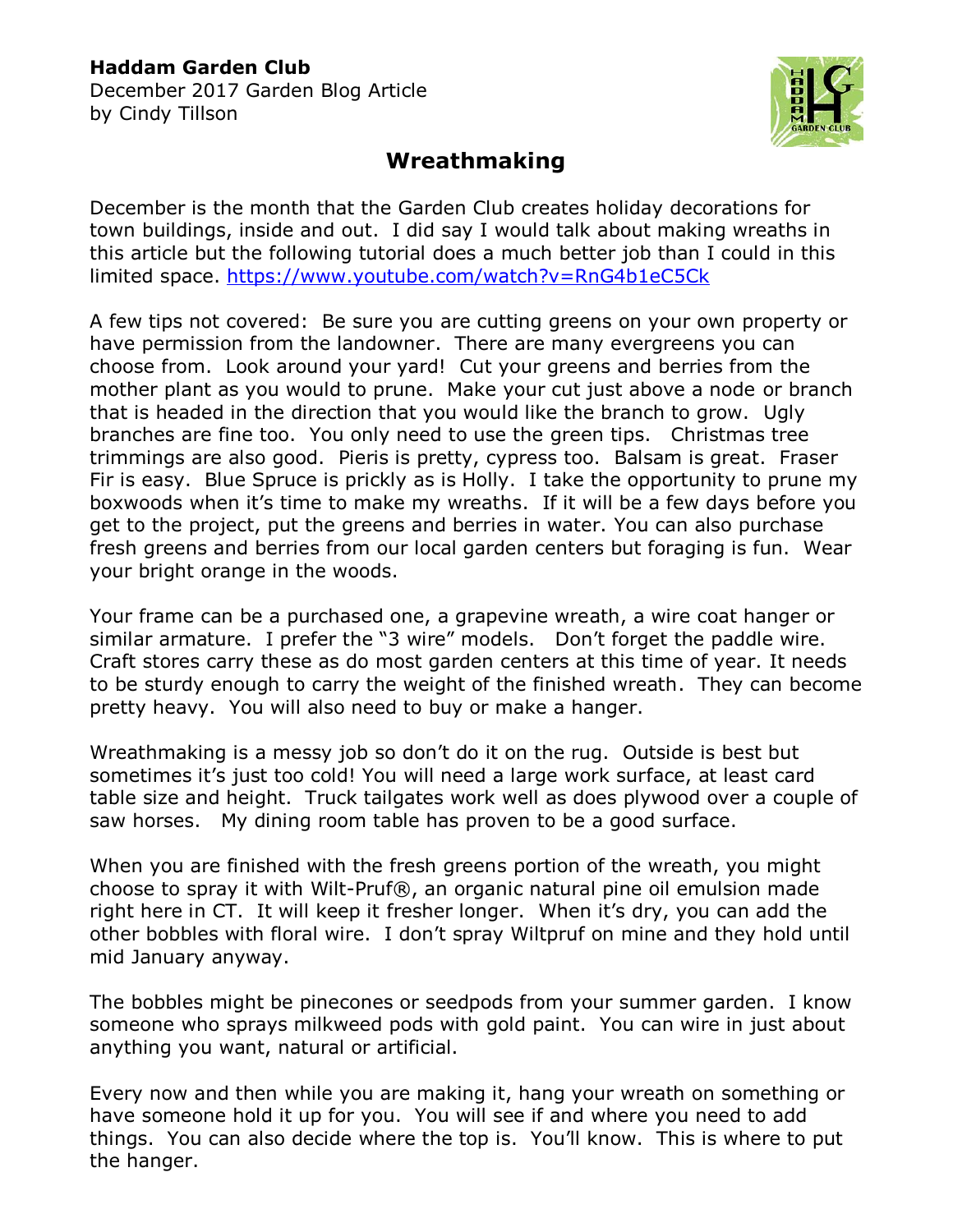**Haddam Garden Club**
December 2017 Garden Blog Article
by Cindy Tillson

# Wreathmaking

December is the month that the Garden Club creates holiday decorations for town buildings, inside and out. I did say I would talk about making wreaths in this article but the following tutorial does a much better job than I could in this limited space. https://www.youtube.com/watch?v=RnG4b1eC5Ck

A few tips not covered: Be sure you are cutting greens on your own property or have permission from the landowner. There are many evergreens you can choose from. Look around your yard! Cut your greens and berries from the mother plant as you would to prune. Make your cut just above a node or branch that is headed in the direction that you would like the branch to grow. Ugly branches are fine too. You only need to use the green tips. Christmas tree trimmings are also good. Pieris is pretty, cypress too. Balsam is great. Fraser Fir is easy. Blue Spruce is prickly as is Holly. I take the opportunity to prune my boxwoods when it's time to make my wreaths. If it will be a few days before you get to the project, put the greens and berries in water. You can also purchase fresh greens and berries from our local garden centers but foraging is fun. Wear your bright orange in the woods.

Your frame can be a purchased one, a grapevine wreath, a wire coat hanger or similar armature. I prefer the "3 wire" models. Don't forget the paddle wire. Craft stores carry these as do most garden centers at this time of year. It needs to be sturdy enough to carry the weight of the finished wreath. They can become pretty heavy. You will also need to buy or make a hanger.

Wreathmaking is a messy job so don't do it on the rug. Outside is best but sometimes it's just too cold! You will need a large work surface, at least card table size and height. Truck tailgates work well as does plywood over a couple of saw horses. My dining room table has proven to be a good surface.

When you are finished with the fresh greens portion of the wreath, you might choose to spray it with Wilt-Pruf®, an organic natural pine oil emulsion made right here in CT. It will keep it fresher longer. When it's dry, you can add the other bobbles with floral wire. I don't spray Wiltpruf on mine and they hold until mid January anyway.

The bobbles might be pinecones or seedpods from your summer garden. I know someone who sprays milkweed pods with gold paint. You can wire in just about anything you want, natural or artificial.

Every now and then while you are making it, hang your wreath on something or have someone hold it up for you. You will see if and where you need to add things. You can also decide where the top is. You'll know. This is where to put the hanger.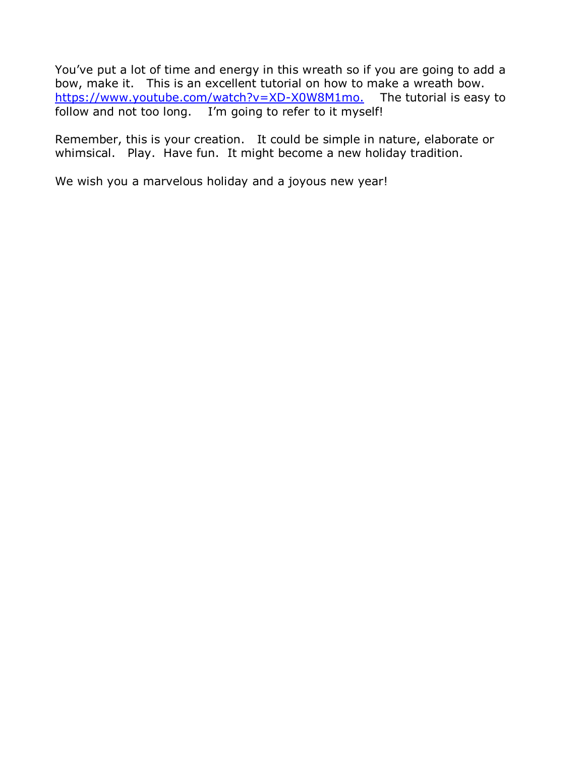You've put a lot of time and energy in this wreath so if you are going to add a bow, make it. This is an excellent tutorial on how to make a wreath bow. [https://www.youtube.com/watch?v=XD-X0W8M1mo.](https://www.youtube.com/watch?v=XD-X0W8M1mo) The tutorial is easy to follow and not too long. I'm going to refer to it myself!

Remember, this is your creation. It could be simple in nature, elaborate or whimsical. Play. Have fun. It might become a new holiday tradition.

We wish you a marvelous holiday and a joyous new year!